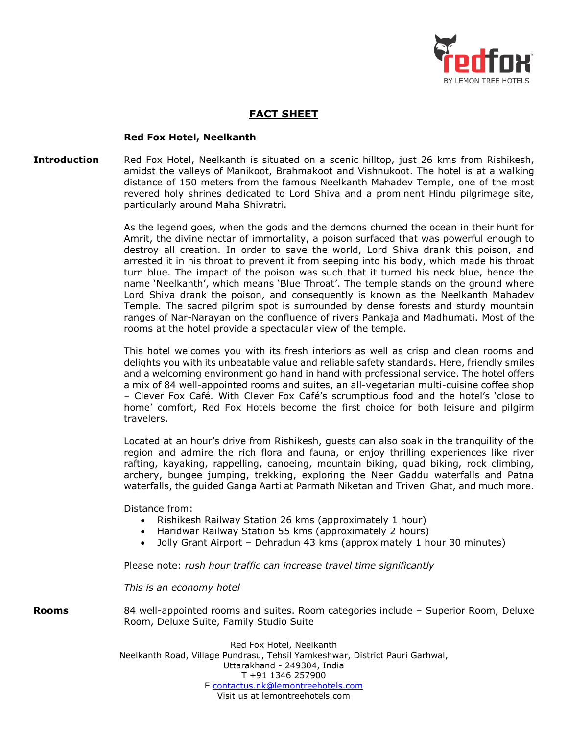# FACT SHEET

## Red Fox Hotel, Neelkanth

**Introduction**

Red Fox Hotel, Neelkanth is situated on a scenic hilltop, just 26 kms from Rishikesh, amidst the valleys of Manikoot, Brahmakoot and Vishnukoot. The hotel is at a walking distance of 150 meters from the famous Neelkanth Mahadev Temple, one of the most revered holy shrines dedicated to Lord Shiva and a prominent Hindu pilgrimage site, particularly around Maha Shivratri.

As the legend goes, when the gods and the demons churned the ocean in their hunt for Amrit, the divine nectar of immortality, a poison surfaced that was powerful enough to destroy all creation. In order to save the world, Lord Shiva drank this poison, and arrested it in his throat to prevent it from seeping into his body, which made his throat turn blue. The impact of the poison was such that it turned his neck blue, hence the name 'Neelkanth', which means 'Blue Throat'. The temple stands on the ground where Lord Shiva drank the poison, and consequently is known as the Neelkanth Mahadev Temple. The sacred pilgrim spot is surrounded by dense forests and sturdy mountain ranges of Nar-Narayan on the confluence of rivers Pankaja and Madhumati. Most of the rooms at the hotel provide a spectacular view of the temple.

This hotel welcomes you with its fresh interiors as well as crisp and clean rooms and delights you with its unbeatable value and reliable safety standards. Here, friendly smiles and a welcoming environment go hand in hand with professional service. The hotel offers a mix of 84 well-appointed rooms and suites, an all-vegetarian multi-cuisine coffee shop – Clever Fox Café. With Clever Fox Café's scrumptious food and the hotel's 'close to home' comfort, Red Fox Hotels become the first choice for both leisure and pilgirm travelers.

Located at an hour's drive from Rishikesh, guests can also soak in the tranquility of the region and admire the rich flora and fauna, or enjoy thrilling experiences like river rafting, kayaking, rappelling, canoeing, mountain biking, quad biking, rock climbing, archery, bungee jumping, trekking, exploring the Neer Gaddu waterfalls and Patna waterfalls, the guided Ganga Aarti at Parmath Niketan and Triveni Ghat, and much more.

Distance from:

- Rishikesh Railway Station 26 kms (approximately 1 hour)
- Haridwar Railway Station 55 kms (approximately 2 hours)
- Jolly Grant Airport – Dehradun 43 kms (approximately 1 hour 30 minutes)

Please note: *rush hour traffic can increase travel time significantly*

*This is an economy hotel*

**Rooms**

84 well-appointed rooms and suites. Room categories include – Superior Room, Deluxe Room, Deluxe Suite, Family Studio Suite

Red Fox Hotel, Neelkanth
Neelkanth Road, Village Pundrasu, Tehsil Yamkeshwar, District Pauri Garhwal, Uttarakhand - 249304, India
T +91 1346 257900
E contactus.nk@lemontreehotels.com
Visit us at lemontreehotels.com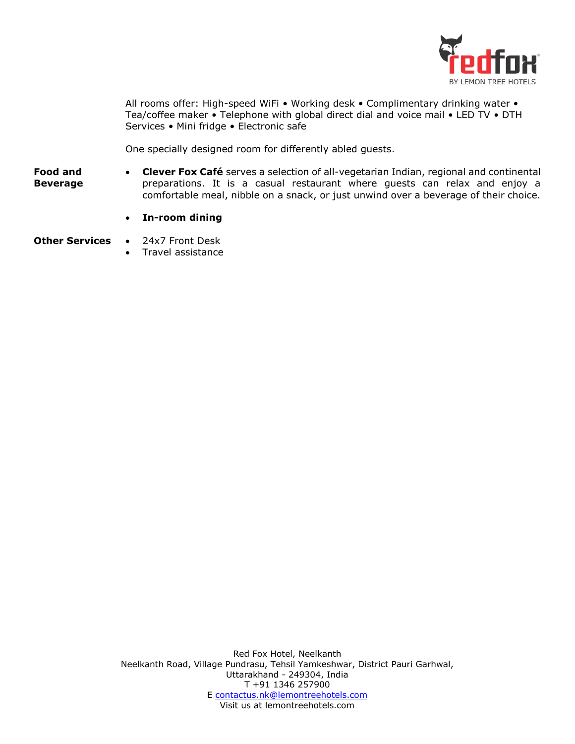All rooms offer: High-speed WiFi • Working desk • Complimentary drinking water • Tea/coffee maker • Telephone with global direct dial and voice mail • LED TV • DTH Services • Mini fridge • Electronic safe

One specially designed room for differently abled guests.

**Food and Beverage**

- **Clever Fox Café** serves a selection of all-vegetarian Indian, regional and continental preparations. It is a casual restaurant where guests can relax and enjoy a comfortable meal, nibble on a snack, or just unwind over a beverage of their choice.
- **In-room dining**

**Other Services**

- 24x7 Front Desk
- Travel assistance

Red Fox Hotel, Neelkanth
Neelkanth Road, Village Pundrasu, Tehsil Yamkeshwar, District Pauri Garhwal,
Uttarakhand - 249304, India
T +91 1346 257900
E contactus.nk@lemontreehotels.com
Visit us at lemontreehotels.com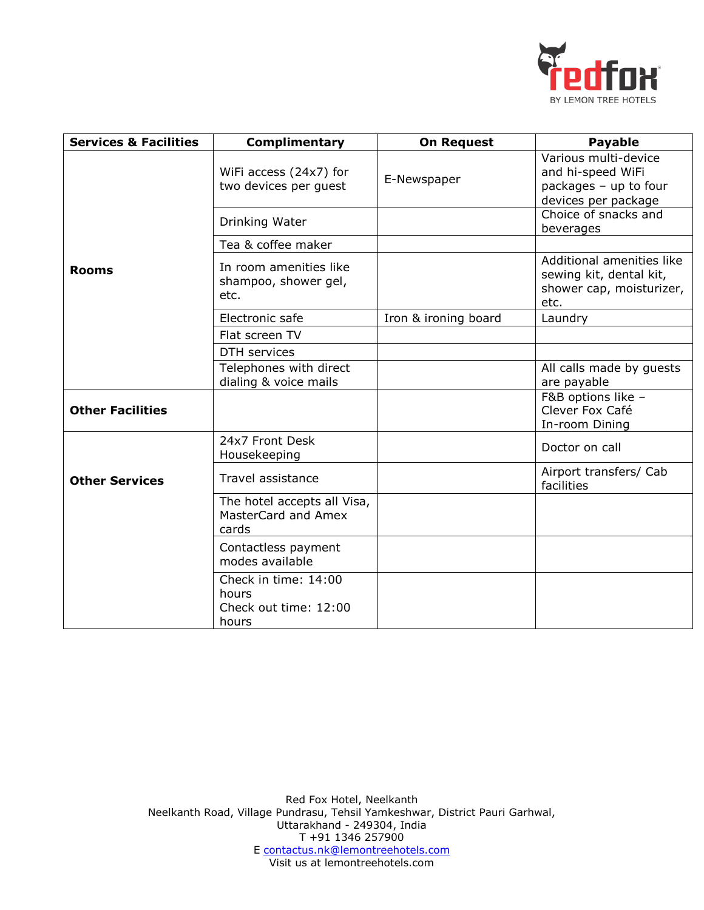| Services & Facilities | Complimentary | On Request | Payable |
|---|---|---|---|
| **Rooms** | WiFi access (24x7) for two devices per guest | E-Newspaper | Various multi-device and hi-speed WiFi packages – up to four devices per package |
| | Drinking Water | | Choice of snacks and beverages |
| | Tea & coffee maker | | |
| | In room amenities like shampoo, shower gel, etc. | | Additional amenities like sewing kit, dental kit, shower cap, moisturizer, etc. |
| | Electronic safe | Iron & ironing board | Laundry |
| | Flat screen TV | | |
| | DTH services | | |
| | Telephones with direct dialing & voice mails | | All calls made by guests are payable |
| **Other Facilities** | | | F&B options like – Clever Fox Café In-room Dining |
| **Other Services** | 24x7 Front Desk Housekeeping | | Doctor on call |
| | Travel assistance | | Airport transfers/ Cab facilities |
| | The hotel accepts all Visa, MasterCard and Amex cards | | |
| | Contactless payment modes available | | |
| | Check in time: 14:00 hours Check out time: 12:00 hours | | |

Red Fox Hotel, Neelkanth
Neelkanth Road, Village Pundrasu, Tehsil Yamkeshwar, District Pauri Garhwal,
Uttarakhand - 249304, India
T +91 1346 257900
E contactus.nk@lemontreehotels.com
Visit us at lemontreehotels.com